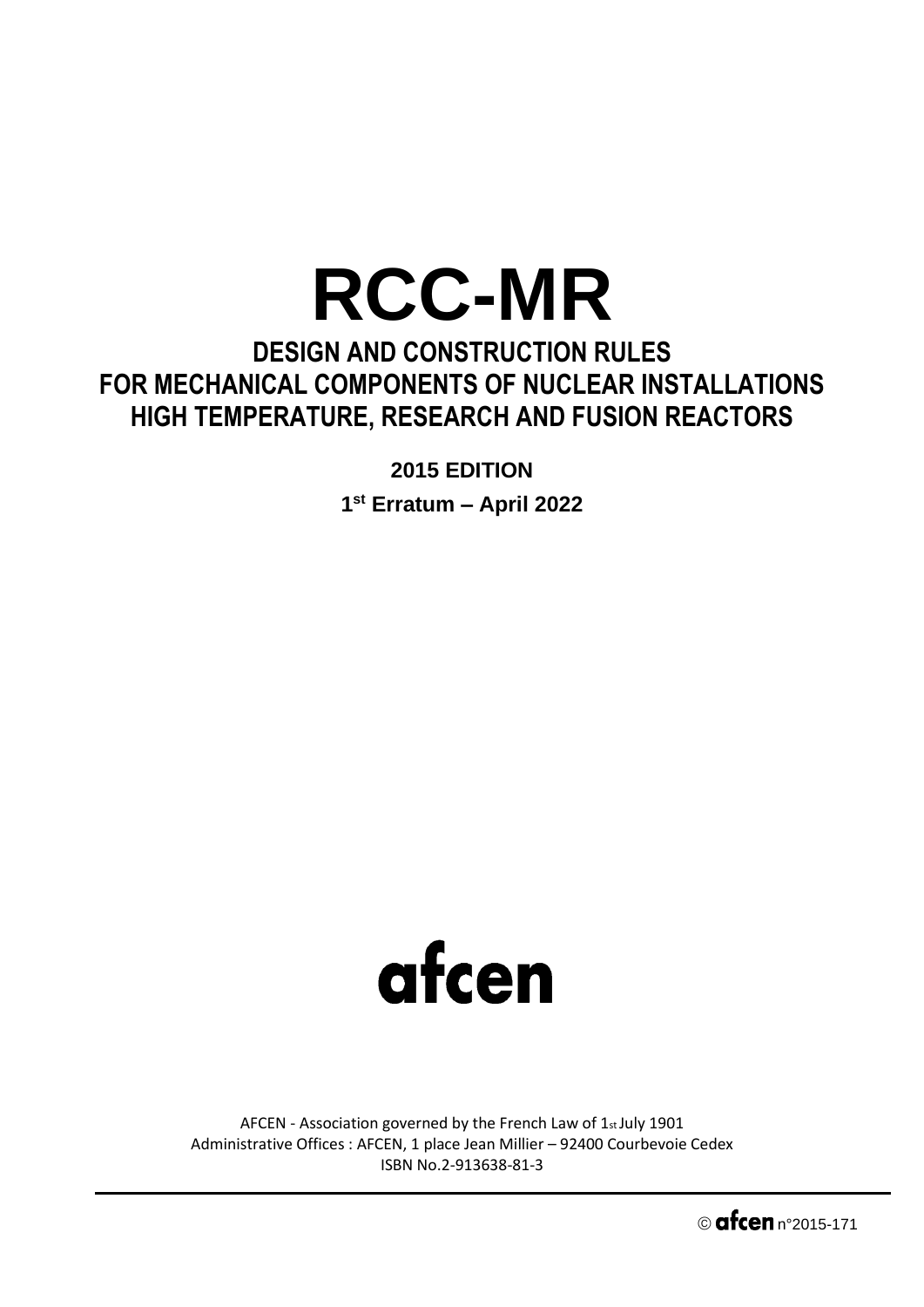# RCC-MR

## DESIGN AND CONSTRUCTION RULES FOR MECHANICAL COMPONENTS OF NUCLEAR INSTALLATIONS HIGH TEMPERATURE, RESEARCH AND FUSION REACTORS

**2015 EDITION**

**1st Erratum – April 2022**

afcen

AFCEN - Association governed by the French Law of 1st July 1901
Administrative Offices : AFCEN, 1 place Jean Millier – 92400 Courbevoie Cedex
ISBN No.2-913638-81-3

© afcen n°2015-171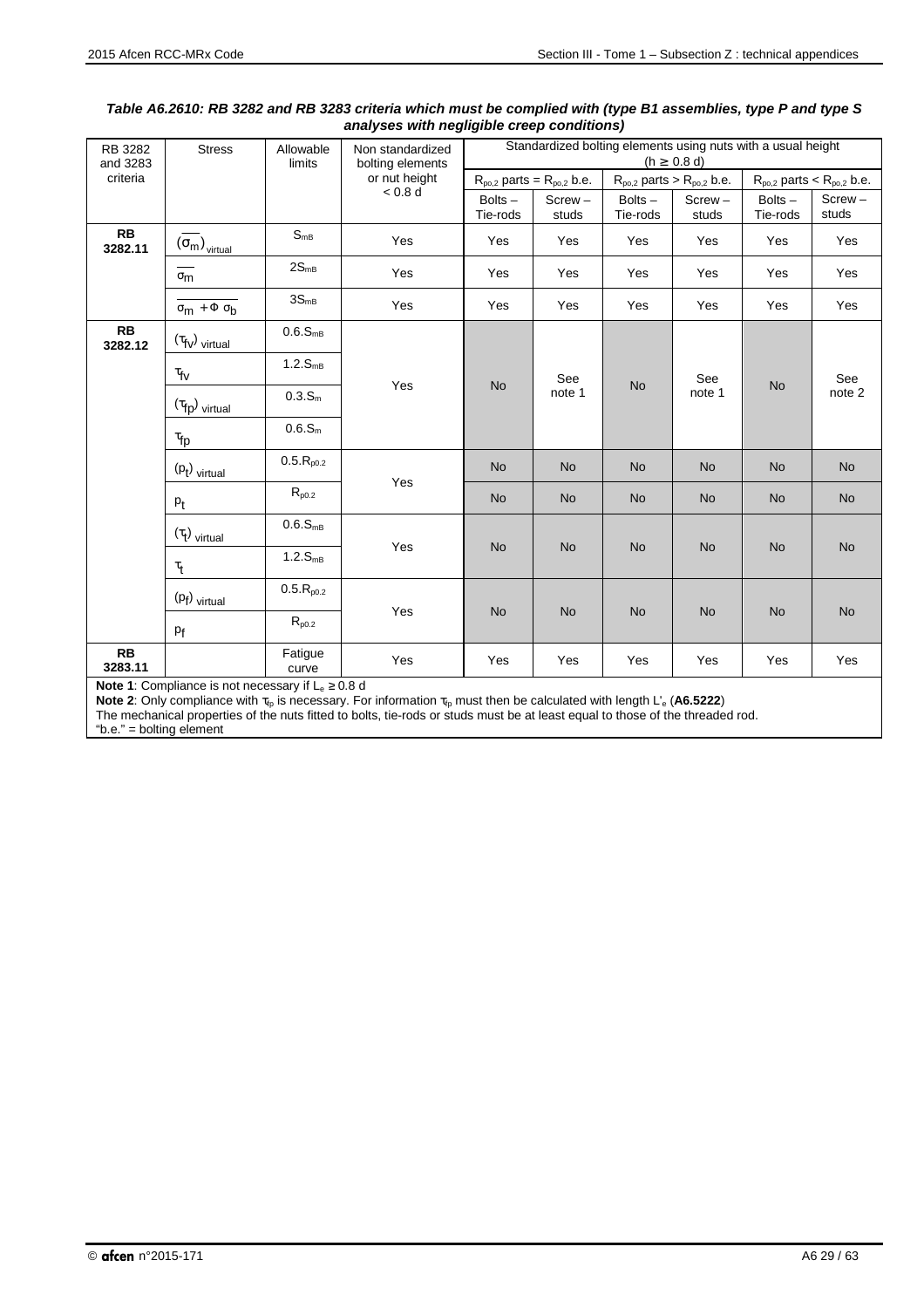***Table A6.2610: RB 3282 and RB 3283 criteria which must be complied with (type B1 assemblies, type P and type S analyses with negligible creep conditions)***

| RB 3282 and 3283 criteria | Stress | Allowable limits | Non standardized bolting elements or nut height < 0.8 d | Standardized bolting elements using nuts with a usual height ($h \geq 0.8$ d) | | | | | |
|---|---|---|---|---|---|---|---|---|---|
| | | | | $R_{po,2}$ parts = $R_{po,2}$ b.e. | | $R_{po,2}$ parts > $R_{po,2}$ b.e. | | $R_{po,2}$ parts < $R_{po,2}$ b.e. | |
| | | | | Bolts – Tie-rods | Screw – studs | Bolts – Tie-rods | Screw – studs | Bolts – Tie-rods | Screw – studs |
| **RB 3282.11** | $(\overline{\sigma_m})_{virtual}$ | $S_{mB}$ | Yes | Yes | Yes | Yes | Yes | Yes | Yes |
| | $\overline{\sigma_m}$ | $2S_{mB}$ | Yes | Yes | Yes | Yes | Yes | Yes | Yes |
| | $\overline{\sigma_m + \Phi\ \sigma_b}$ | $3S_{mB}$ | Yes | Yes | Yes | Yes | Yes | Yes | Yes |
| **RB 3282.12** | $(\tau_{fv})_{virtual}$ | $0.6.S_{mB}$ | Yes | No | See note 1 | No | See note 1 | No | See note 2 |
| | $\tau_{fv}$ | $1.2.S_{mB}$ | | | | | | | |
| | $(\tau_{fp})_{virtual}$ | $0.3.S_m$ | | | | | | | |
| | $\tau_{fp}$ | $0.6.S_m$ | | | | | | | |
| | $(p_t)_{virtual}$ | $0.5.R_{p0.2}$ | Yes | No | No | No | No | No | No |
| | $p_t$ | $R_{p0.2}$ | | No | No | No | No | No | No |
| | $(\tau_t)_{virtual}$ | $0.6.S_{mB}$ | Yes | No | No | No | No | No | No |
| | $\tau_t$ | $1.2.S_{mB}$ | | | | | | | |
| | $(p_f)_{virtual}$ | $0.5.R_{p0.2}$ | Yes | No | No | No | No | No | No |
| | $p_f$ | $R_{p0.2}$ | | | | | | | |
| **RB 3283.11** | | Fatigue curve | Yes | Yes | Yes | Yes | Yes | Yes | Yes |

**Note 1**: Compliance is not necessary if $L_e \geq 0.8$ d

**Note 2**: Only compliance with $\tau_{fp}$ is necessary. For information $\tau_{fp}$ must then be calculated with length $L'_e$ (**A6.5222**)

The mechanical properties of the nuts fitted to bolts, tie-rods or studs must be at least equal to those of the threaded rod.

"b.e." = bolting element